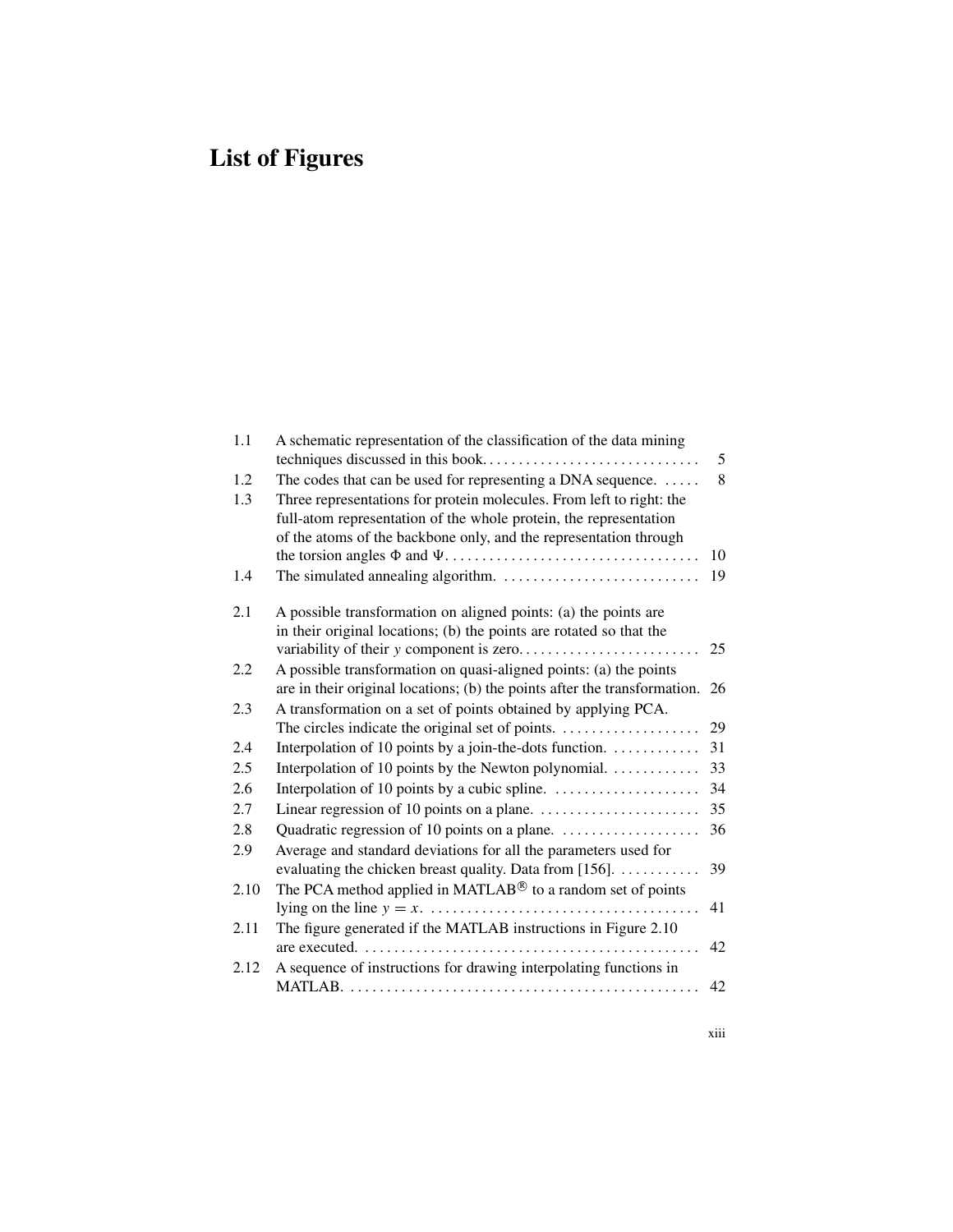# List of Figures

| | | |
|---|---|---|
| 1.1 | A schematic representation of the classification of the data mining techniques discussed in this book. | 5 |
| 1.2 | The codes that can be used for representing a DNA sequence. | 8 |
| 1.3 | Three representations for protein molecules. From left to right: the full-atom representation of the whole protein, the representation of the atoms of the backbone only, and the representation through the torsion angles $\Phi$ and $\Psi$. | 10 |
| 1.4 | The simulated annealing algorithm. | 19 |
| 2.1 | A possible transformation on aligned points: (a) the points are in their original locations; (b) the points are rotated so that the variability of their $y$ component is zero. | 25 |
| 2.2 | A possible transformation on quasi-aligned points: (a) the points are in their original locations; (b) the points after the transformation. | 26 |
| 2.3 | A transformation on a set of points obtained by applying PCA. The circles indicate the original set of points. | 29 |
| 2.4 | Interpolation of 10 points by a join-the-dots function. | 31 |
| 2.5 | Interpolation of 10 points by the Newton polynomial. | 33 |
| 2.6 | Interpolation of 10 points by a cubic spline. | 34 |
| 2.7 | Linear regression of 10 points on a plane. | 35 |
| 2.8 | Quadratic regression of 10 points on a plane. | 36 |
| 2.9 | Average and standard deviations for all the parameters used for evaluating the chicken breast quality. Data from [156]. | 39 |
| 2.10 | The PCA method applied in MATLAB® to a random set of points lying on the line $y = x$. | 41 |
| 2.11 | The figure generated if the MATLAB instructions in Figure 2.10 are executed. | 42 |
| 2.12 | A sequence of instructions for drawing interpolating functions in MATLAB. | 42 |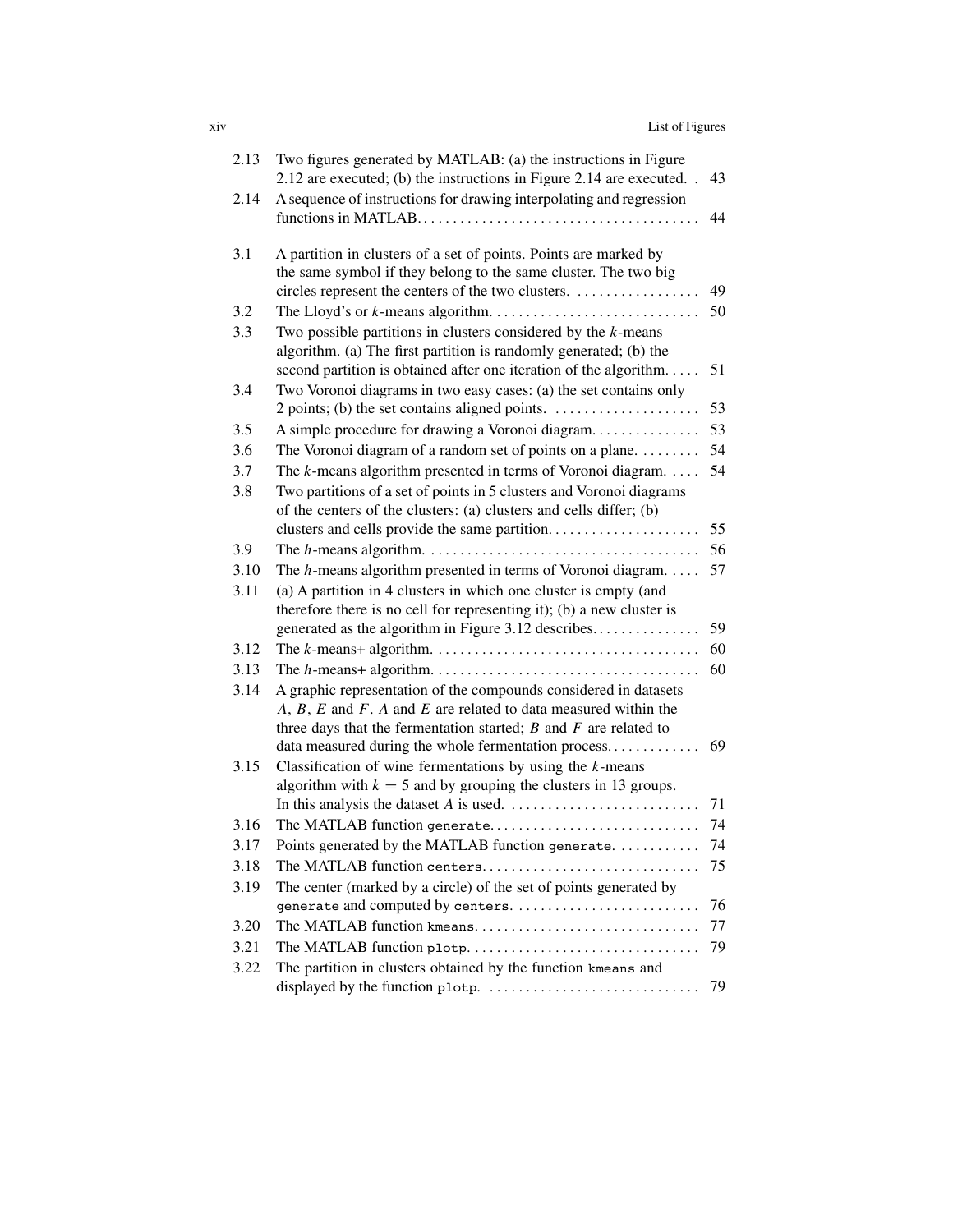| | | |
|---|---|---|
| 2.13 | Two figures generated by MATLAB: (a) the instructions in Figure 2.12 are executed; (b) the instructions in Figure 2.14 are executed. | 43 |
| 2.14 | A sequence of instructions for drawing interpolating and regression functions in MATLAB | 44 |
| 3.1 | A partition in clusters of a set of points. Points are marked by the same symbol if they belong to the same cluster. The two big circles represent the centers of the two clusters. | 49 |
| 3.2 | The Lloyd's or $k$-means algorithm. | 50 |
| 3.3 | Two possible partitions in clusters considered by the $k$-means algorithm. (a) The first partition is randomly generated; (b) the second partition is obtained after one iteration of the algorithm. | 51 |
| 3.4 | Two Voronoi diagrams in two easy cases: (a) the set contains only 2 points; (b) the set contains aligned points. | 53 |
| 3.5 | A simple procedure for drawing a Voronoi diagram. | 53 |
| 3.6 | The Voronoi diagram of a random set of points on a plane. | 54 |
| 3.7 | The $k$-means algorithm presented in terms of Voronoi diagram. | 54 |
| 3.8 | Two partitions of a set of points in 5 clusters and Voronoi diagrams of the centers of the clusters: (a) clusters and cells differ; (b) clusters and cells provide the same partition. | 55 |
| 3.9 | The $h$-means algorithm. | 56 |
| 3.10 | The $h$-means algorithm presented in terms of Voronoi diagram. | 57 |
| 3.11 | (a) A partition in 4 clusters in which one cluster is empty (and therefore there is no cell for representing it); (b) a new cluster is generated as the algorithm in Figure 3.12 describes. | 59 |
| 3.12 | The $k$-means+ algorithm. | 60 |
| 3.13 | The $h$-means+ algorithm. | 60 |
| 3.14 | A graphic representation of the compounds considered in datasets $A$, $B$, $E$ and $F$. $A$ and $E$ are related to data measured within the three days that the fermentation started; $B$ and $F$ are related to data measured during the whole fermentation process. | 69 |
| 3.15 | Classification of wine fermentations by using the $k$-means algorithm with $k = 5$ and by grouping the clusters in 13 groups. In this analysis the dataset $A$ is used. | 71 |
| 3.16 | The MATLAB function `generate`. | 74 |
| 3.17 | Points generated by the MATLAB function `generate`. | 74 |
| 3.18 | The MATLAB function `centers`. | 75 |
| 3.19 | The center (marked by a circle) of the set of points generated by `generate` and computed by `centers`. | 76 |
| 3.20 | The MATLAB function `kmeans`. | 77 |
| 3.21 | The MATLAB function `plotp`. | 79 |
| 3.22 | The partition in clusters obtained by the function `kmeans` and displayed by the function `plotp`. | 79 |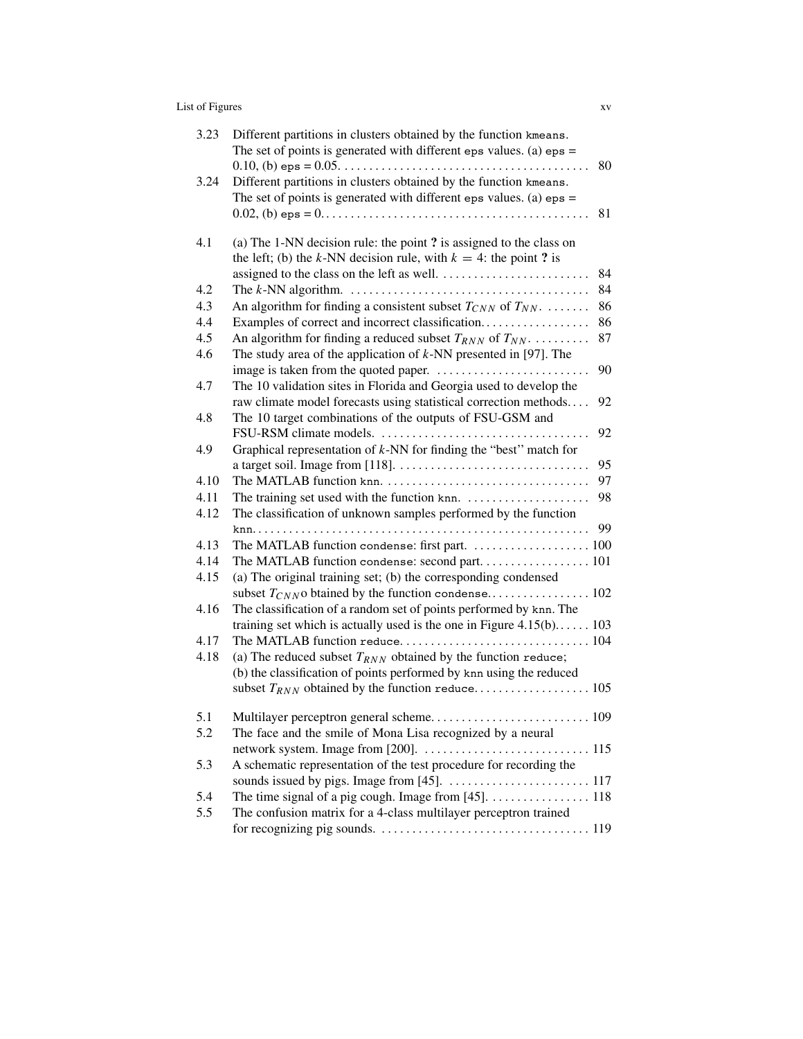| | | |
|---|---|---|
| 3.23 | Different partitions in clusters obtained by the function `kmeans`. The set of points is generated with different `eps` values. (a) `eps` = 0.10, (b) `eps` = 0.05. | 80 |
| 3.24 | Different partitions in clusters obtained by the function `kmeans`. The set of points is generated with different `eps` values. (a) `eps` = 0.02, (b) `eps` = 0. | 81 |
| 4.1 | (a) The 1-NN decision rule: the point **?** is assigned to the class on the left; (b) the $k$-NN decision rule, with $k = 4$: the point **?** is assigned to the class on the left as well. | 84 |
| 4.2 | The $k$-NN algorithm. | 84 |
| 4.3 | An algorithm for finding a consistent subset $T_{CNN}$ of $T_{NN}$. | 86 |
| 4.4 | Examples of correct and incorrect classification. | 86 |
| 4.5 | An algorithm for finding a reduced subset $T_{RNN}$ of $T_{NN}$. | 87 |
| 4.6 | The study area of the application of $k$-NN presented in [97]. The image is taken from the quoted paper. | 90 |
| 4.7 | The 10 validation sites in Florida and Georgia used to develop the raw climate model forecasts using statistical correction methods. | 92 |
| 4.8 | The 10 target combinations of the outputs of FSU-GSM and FSU-RSM climate models. | 92 |
| 4.9 | Graphical representation of $k$-NN for finding the "best" match for a target soil. Image from [118]. | 95 |
| 4.10 | The MATLAB function `knn`. | 97 |
| 4.11 | The training set used with the function `knn`. | 98 |
| 4.12 | The classification of unknown samples performed by the function `knn`. | 99 |
| 4.13 | The MATLAB function `condense`: first part. | 100 |
| 4.14 | The MATLAB function `condense`: second part. | 101 |
| 4.15 | (a) The original training set; (b) the corresponding condensed subset $T_{CNN}$o btained by the function `condense`. | 102 |
| 4.16 | The classification of a random set of points performed by `knn`. The training set which is actually used is the one in Figure 4.15(b). | 103 |
| 4.17 | The MATLAB function `reduce`. | 104 |
| 4.18 | (a) The reduced subset $T_{RNN}$ obtained by the function `reduce`; (b) the classification of points performed by `knn` using the reduced subset $T_{RNN}$ obtained by the function `reduce`. | 105 |
| 5.1 | Multilayer perceptron general scheme. | 109 |
| 5.2 | The face and the smile of Mona Lisa recognized by a neural network system. Image from [200]. | 115 |
| 5.3 | A schematic representation of the test procedure for recording the sounds issued by pigs. Image from [45]. | 117 |
| 5.4 | The time signal of a pig cough. Image from [45]. | 118 |
| 5.5 | The confusion matrix for a 4-class multilayer perceptron trained for recognizing pig sounds. | 119 |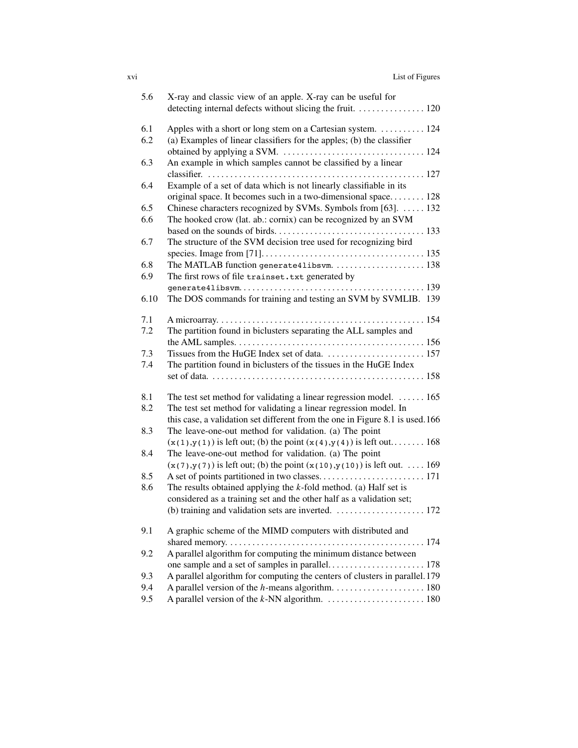| | | |
|---|---|---|
| 5.6 | X-ray and classic view of an apple. X-ray can be useful for detecting internal defects without slicing the fruit. | 120 |
| 6.1 | Apples with a short or long stem on a Cartesian system. | 124 |
| 6.2 | (a) Examples of linear classifiers for the apples; (b) the classifier obtained by applying a SVM. | 124 |
| 6.3 | An example in which samples cannot be classified by a linear classifier. | 127 |
| 6.4 | Example of a set of data which is not linearly classifiable in its original space. It becomes such in a two-dimensional space. | 128 |
| 6.5 | Chinese characters recognized by SVMs. Symbols from [63]. | 132 |
| 6.6 | The hooked crow (lat. ab.: cornix) can be recognized by an SVM based on the sounds of birds. | 133 |
| 6.7 | The structure of the SVM decision tree used for recognizing bird species. Image from [71]. | 135 |
| 6.8 | The MATLAB function `generate4libsvm`. | 138 |
| 6.9 | The first rows of file `trainset.txt` generated by `generate4libsvm`. | 139 |
| 6.10 | The DOS commands for training and testing an SVM by SVMLIB. | 139 |
| 7.1 | A microarray. | 154 |
| 7.2 | The partition found in biclusters separating the ALL samples and the AML samples. | 156 |
| 7.3 | Tissues from the HuGE Index set of data. | 157 |
| 7.4 | The partition found in biclusters of the tissues in the HuGE Index set of data. | 158 |
| 8.1 | The test set method for validating a linear regression model. | 165 |
| 8.2 | The test set method for validating a linear regression model. In this case, a validation set different from the one in Figure 8.1 is used. | 166 |
| 8.3 | The leave-one-out method for validation. (a) The point `(x(1),y(1))` is left out; (b) the point `(x(4),y(4))` is left out. | 168 |
| 8.4 | The leave-one-out method for validation. (a) The point `(x(7),y(7))` is left out; (b) the point `(x(10),y(10))` is left out. | 169 |
| 8.5 | A set of points partitioned in two classes. | 171 |
| 8.6 | The results obtained applying the $k$-fold method. (a) Half set is considered as a training set and the other half as a validation set; (b) training and validation sets are inverted. | 172 |
| 9.1 | A graphic scheme of the MIMD computers with distributed and shared memory. | 174 |
| 9.2 | A parallel algorithm for computing the minimum distance between one sample and a set of samples in parallel. | 178 |
| 9.3 | A parallel algorithm for computing the centers of clusters in parallel. | 179 |
| 9.4 | A parallel version of the $h$-means algorithm. | 180 |
| 9.5 | A parallel version of the $k$-NN algorithm. | 180 |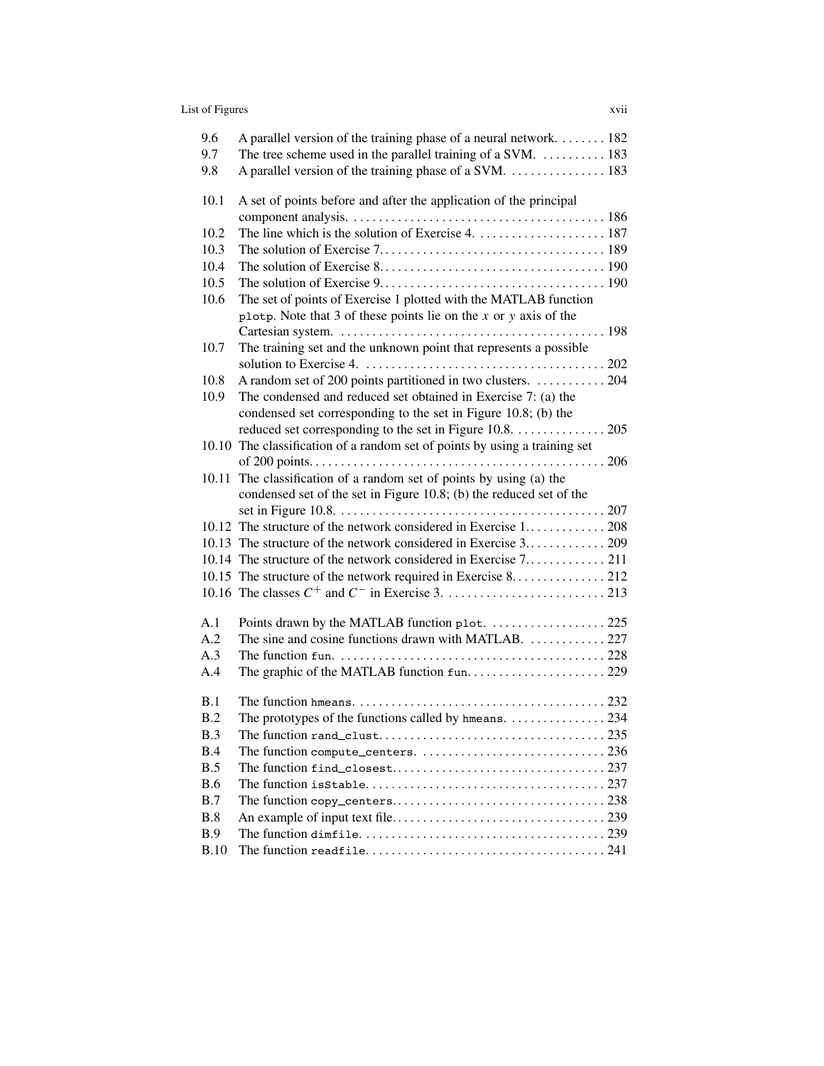| | | |
|---|---|---|
| 9.6 | A parallel version of the training phase of a neural network. | 182 |
| 9.7 | The tree scheme used in the parallel training of a SVM. | 183 |
| 9.8 | A parallel version of the training phase of a SVM. | 183 |
| 10.1 | A set of points before and after the application of the principal component analysis. | 186 |
| 10.2 | The line which is the solution of Exercise 4. | 187 |
| 10.3 | The solution of Exercise 7. | 189 |
| 10.4 | The solution of Exercise 8. | 190 |
| 10.5 | The solution of Exercise 9. | 190 |
| 10.6 | The set of points of Exercise 1 plotted with the MATLAB function `plotp`. Note that 3 of these points lie on the $x$ or $y$ axis of the Cartesian system. | 198 |
| 10.7 | The training set and the unknown point that represents a possible solution to Exercise 4. | 202 |
| 10.8 | A random set of 200 points partitioned in two clusters. | 204 |
| 10.9 | The condensed and reduced set obtained in Exercise 7: (a) the condensed set corresponding to the set in Figure 10.8; (b) the reduced set corresponding to the set in Figure 10.8. | 205 |
| 10.10 | The classification of a random set of points by using a training set of 200 points. | 206 |
| 10.11 | The classification of a random set of points by using (a) the condensed set of the set in Figure 10.8; (b) the reduced set of the set in Figure 10.8. | 207 |
| 10.12 | The structure of the network considered in Exercise 1. | 208 |
| 10.13 | The structure of the network considered in Exercise 3. | 209 |
| 10.14 | The structure of the network considered in Exercise 7. | 211 |
| 10.15 | The structure of the network required in Exercise 8. | 212 |
| 10.16 | The classes $C^+$ and $C^-$ in Exercise 3. | 213 |
| A.1 | Points drawn by the MATLAB function `plot`. | 225 |
| A.2 | The sine and cosine functions drawn with MATLAB. | 227 |
| A.3 | The function `fun`. | 228 |
| A.4 | The graphic of the MATLAB function `fun`. | 229 |
| B.1 | The function `hmeans`. | 232 |
| B.2 | The prototypes of the functions called by `hmeans`. | 234 |
| B.3 | The function `rand_clust`. | 235 |
| B.4 | The function `compute_centers`. | 236 |
| B.5 | The function `find_closest`. | 237 |
| B.6 | The function `isStable`. | 237 |
| B.7 | The function `copy_centers`. | 238 |
| B.8 | An example of input text file. | 239 |
| B.9 | The function `dimfile`. | 239 |
| B.10 | The function `readfile`. | 241 |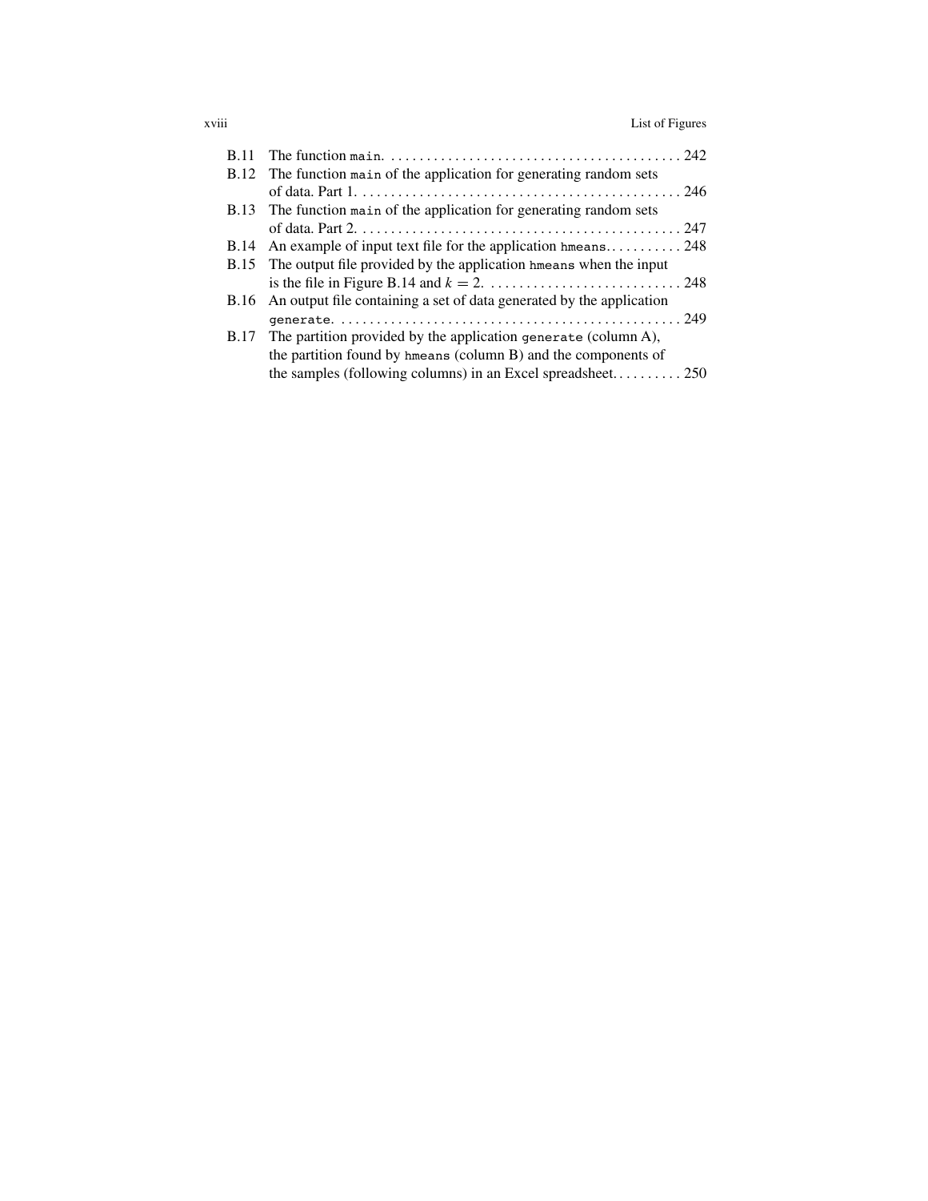| | | |
|---|---|---|
| B.11 | The function `main`. | 242 |
| B.12 | The function `main` of the application for generating random sets of data. Part 1. | 246 |
| B.13 | The function `main` of the application for generating random sets of data. Part 2. | 247 |
| B.14 | An example of input text file for the application `hmeans`. | 248 |
| B.15 | The output file provided by the application `hmeans` when the input is the file in Figure B.14 and $k = 2$. | 248 |
| B.16 | An output file containing a set of data generated by the application `generate`. | 249 |
| B.17 | The partition provided by the application `generate` (column A), the partition found by `hmeans` (column B) and the components of the samples (following columns) in an Excel spreadsheet. | 250 |